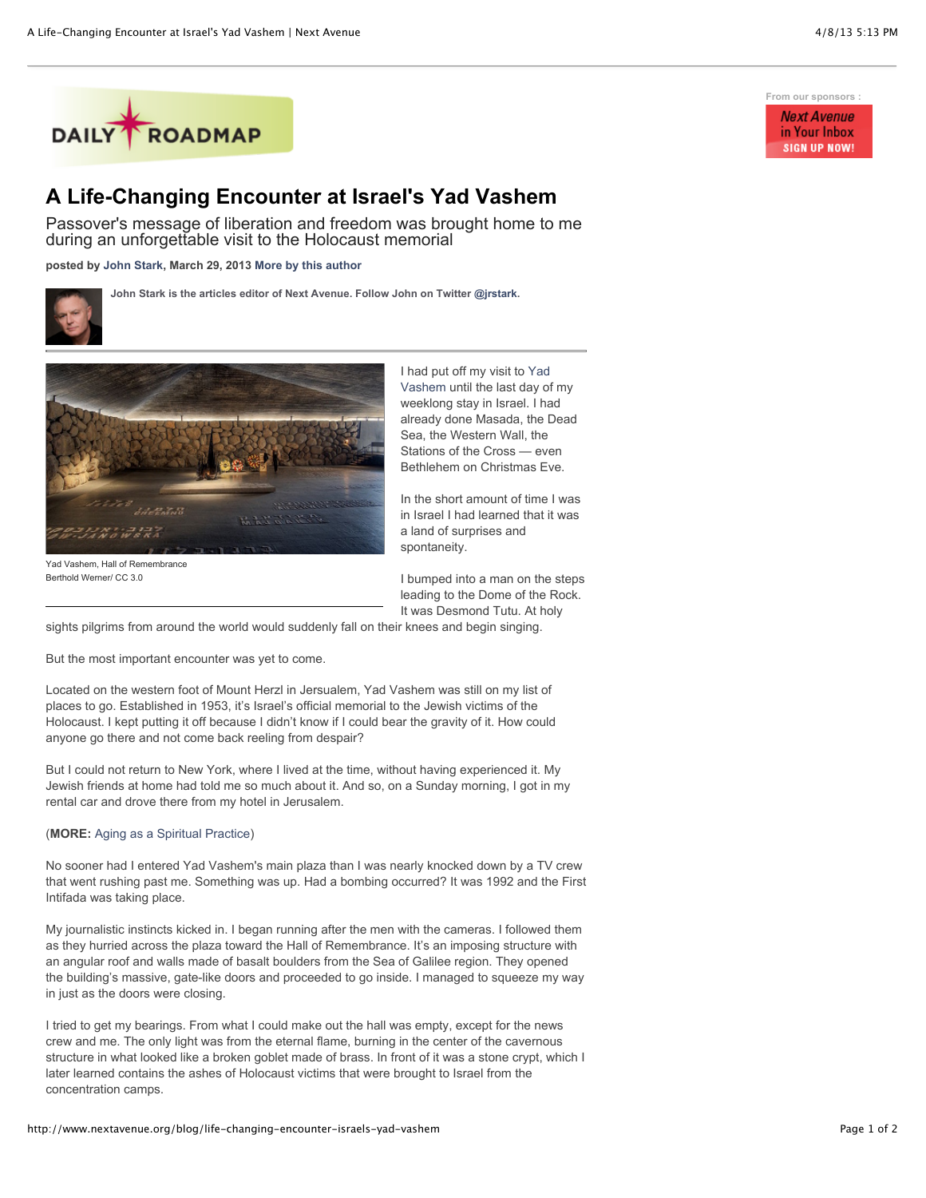DAILY ROADMAP

From our sponsors :

Next Avenue in Your Inbox SIGN UP NOW!

# A Life-Changing Encounter at Israel's Yad Vashem

## Passover's message of liberation and freedom was brought home to me during an unforgettable visit to the Holocaust memorial

**posted by John Stark, March 29, 2013 More by this author**

**John Stark is the articles editor of Next Avenue. Follow John on Twitter @jrstark.**

Yad Vashem, Hall of Remembrance
Berthold Werner/ CC 3.0

I had put off my visit to Yad Vashem until the last day of my weeklong stay in Israel. I had already done Masada, the Dead Sea, the Western Wall, the Stations of the Cross — even Bethlehem on Christmas Eve.

In the short amount of time I was in Israel I had learned that it was a land of surprises and spontaneity.

I bumped into a man on the steps leading to the Dome of the Rock. It was Desmond Tutu. At holy sights pilgrims from around the world would suddenly fall on their knees and begin singing.

But the most important encounter was yet to come.

Located on the western foot of Mount Herzl in Jersualem, Yad Vashem was still on my list of places to go. Established in 1953, it's Israel's official memorial to the Jewish victims of the Holocaust. I kept putting it off because I didn't know if I could bear the gravity of it. How could anyone go there and not come back reeling from despair?

But I could not return to New York, where I lived at the time, without having experienced it. My Jewish friends at home had told me so much about it. And so, on a Sunday morning, I got in my rental car and drove there from my hotel in Jerusalem.

(**MORE:** Aging as a Spiritual Practice)

No sooner had I entered Yad Vashem's main plaza than I was nearly knocked down by a TV crew that went rushing past me. Something was up. Had a bombing occurred? It was 1992 and the First Intifada was taking place.

My journalistic instincts kicked in. I began running after the men with the cameras. I followed them as they hurried across the plaza toward the Hall of Remembrance. It's an imposing structure with an angular roof and walls made of basalt boulders from the Sea of Galilee region. They opened the building's massive, gate-like doors and proceeded to go inside. I managed to squeeze my way in just as the doors were closing.

I tried to get my bearings. From what I could make out the hall was empty, except for the news crew and me. The only light was from the eternal flame, burning in the center of the cavernous structure in what looked like a broken goblet made of brass. In front of it was a stone crypt, which I later learned contains the ashes of Holocaust victims that were brought to Israel from the concentration camps.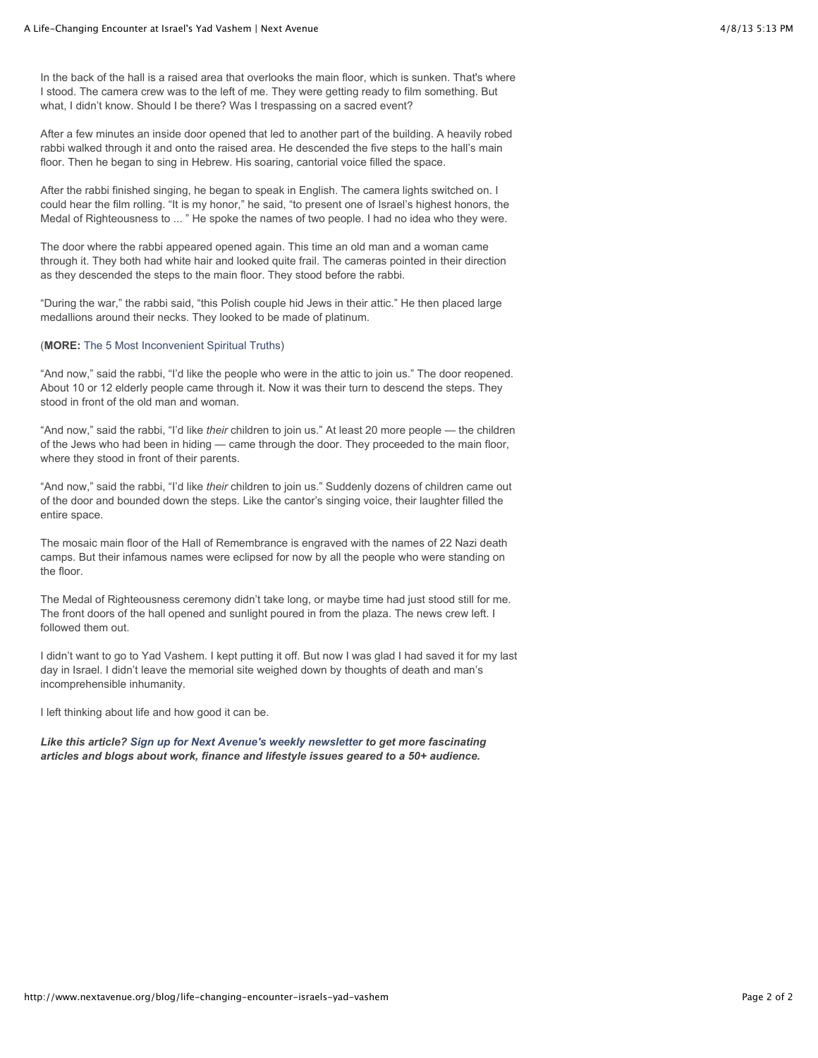In the back of the hall is a raised area that overlooks the main floor, which is sunken. That's where I stood. The camera crew was to the left of me. They were getting ready to film something. But what, I didn't know. Should I be there? Was I trespassing on a sacred event?

After a few minutes an inside door opened that led to another part of the building. A heavily robed rabbi walked through it and onto the raised area. He descended the five steps to the hall's main floor. Then he began to sing in Hebrew. His soaring, cantorial voice filled the space.

After the rabbi finished singing, he began to speak in English. The camera lights switched on. I could hear the film rolling. "It is my honor," he said, "to present one of Israel's highest honors, the Medal of Righteousness to ... " He spoke the names of two people. I had no idea who they were.

The door where the rabbi appeared opened again. This time an old man and a woman came through it. They both had white hair and looked quite frail. The cameras pointed in their direction as they descended the steps to the main floor. They stood before the rabbi.

"During the war," the rabbi said, "this Polish couple hid Jews in their attic." He then placed large medallions around their necks. They looked to be made of platinum.

(**MORE:** The 5 Most Inconvenient Spiritual Truths)

"And now," said the rabbi, "I'd like the people who were in the attic to join us." The door reopened. About 10 or 12 elderly people came through it. Now it was their turn to descend the steps. They stood in front of the old man and woman.

"And now," said the rabbi, "I'd like *their* children to join us." At least 20 more people — the children of the Jews who had been in hiding — came through the door. They proceeded to the main floor, where they stood in front of their parents.

"And now," said the rabbi, "I'd like *their* children to join us." Suddenly dozens of children came out of the door and bounded down the steps. Like the cantor's singing voice, their laughter filled the entire space.

The mosaic main floor of the Hall of Remembrance is engraved with the names of 22 Nazi death camps. But their infamous names were eclipsed for now by all the people who were standing on the floor.

The Medal of Righteousness ceremony didn't take long, or maybe time had just stood still for me. The front doors of the hall opened and sunlight poured in from the plaza. The news crew left. I followed them out.

I didn't want to go to Yad Vashem. I kept putting it off. But now I was glad I had saved it for my last day in Israel. I didn't leave the memorial site weighed down by thoughts of death and man's incomprehensible inhumanity.

I left thinking about life and how good it can be.

***Like this article? Sign up for Next Avenue's weekly newsletter to get more fascinating articles and blogs about work, finance and lifestyle issues geared to a 50+ audience.***